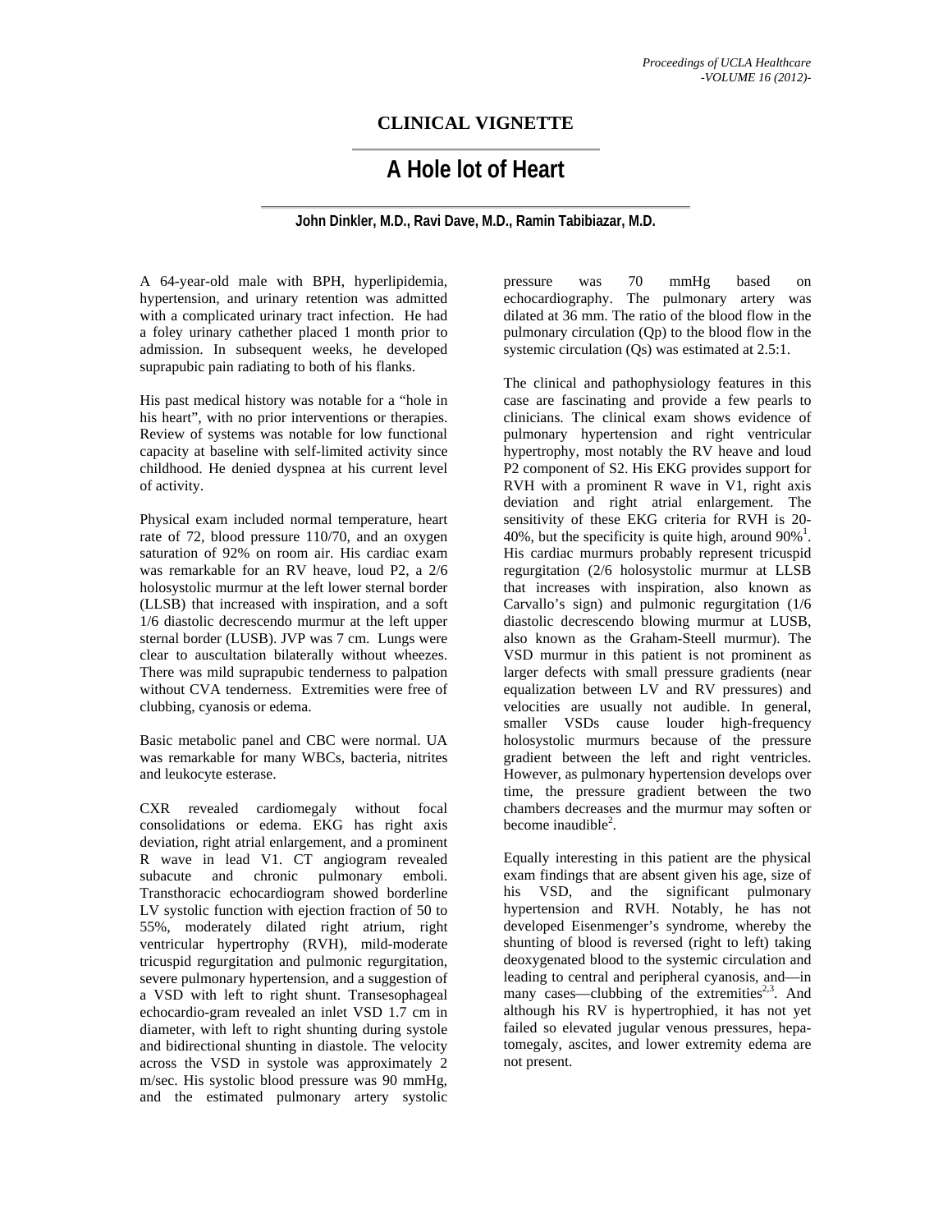## CLINICAL VIGNETTE

# A Hole lot of Heart

**John Dinkler, M.D., Ravi Dave, M.D., Ramin Tabibiazar, M.D.**

A 64-year-old male with BPH, hyperlipidemia, hypertension, and urinary retention was admitted with a complicated urinary tract infection. He had a foley urinary cathether placed 1 month prior to admission. In subsequent weeks, he developed suprapubic pain radiating to both of his flanks.

His past medical history was notable for a "hole in his heart", with no prior interventions or therapies. Review of systems was notable for low functional capacity at baseline with self-limited activity since childhood. He denied dyspnea at his current level of activity.

Physical exam included normal temperature, heart rate of 72, blood pressure 110/70, and an oxygen saturation of 92% on room air. His cardiac exam was remarkable for an RV heave, loud P2, a 2/6 holosystolic murmur at the left lower sternal border (LLSB) that increased with inspiration, and a soft 1/6 diastolic decrescendo murmur at the left upper sternal border (LUSB). JVP was 7 cm. Lungs were clear to auscultation bilaterally without wheezes. There was mild suprapubic tenderness to palpation without CVA tenderness. Extremities were free of clubbing, cyanosis or edema.

Basic metabolic panel and CBC were normal. UA was remarkable for many WBCs, bacteria, nitrites and leukocyte esterase.

CXR revealed cardiomegaly without focal consolidations or edema. EKG has right axis deviation, right atrial enlargement, and a prominent R wave in lead V1. CT angiogram revealed subacute and chronic pulmonary emboli. Transthoracic echocardiogram showed borderline LV systolic function with ejection fraction of 50 to 55%, moderately dilated right atrium, right ventricular hypertrophy (RVH), mild-moderate tricuspid regurgitation and pulmonic regurgitation, severe pulmonary hypertension, and a suggestion of a VSD with left to right shunt. Transesophageal echocardio-gram revealed an inlet VSD 1.7 cm in diameter, with left to right shunting during systole and bidirectional shunting in diastole. The velocity across the VSD in systole was approximately 2 m/sec. His systolic blood pressure was 90 mmHg, and the estimated pulmonary artery systolic pressure was 70 mmHg based on echocardiography. The pulmonary artery was dilated at 36 mm. The ratio of the blood flow in the pulmonary circulation (Qp) to the blood flow in the systemic circulation (Qs) was estimated at 2.5:1.

The clinical and pathophysiology features in this case are fascinating and provide a few pearls to clinicians. The clinical exam shows evidence of pulmonary hypertension and right ventricular hypertrophy, most notably the RV heave and loud P2 component of S2. His EKG provides support for RVH with a prominent R wave in V1, right axis deviation and right atrial enlargement. The sensitivity of these EKG criteria for RVH is 20-40%, but the specificity is quite high, around 90%[1]. His cardiac murmurs probably represent tricuspid regurgitation (2/6 holosystolic murmur at LLSB that increases with inspiration, also known as Carvallo's sign) and pulmonic regurgitation (1/6 diastolic decrescendo blowing murmur at LUSB, also known as the Graham-Steell murmur). The VSD murmur in this patient is not prominent as larger defects with small pressure gradients (near equalization between LV and RV pressures) and velocities are usually not audible. In general, smaller VSDs cause louder high-frequency holosystolic murmurs because of the pressure gradient between the left and right ventricles. However, as pulmonary hypertension develops over time, the pressure gradient between the two chambers decreases and the murmur may soften or become inaudible[2].

Equally interesting in this patient are the physical exam findings that are absent given his age, size of his VSD, and the significant pulmonary hypertension and RVH. Notably, he has not developed Eisenmenger's syndrome, whereby the shunting of blood is reversed (right to left) taking deoxygenated blood to the systemic circulation and leading to central and peripheral cyanosis, and—in many cases—clubbing of the extremities[2,3]. And although his RV is hypertrophied, it has not yet failed so elevated jugular venous pressures, hepa-tomegaly, ascites, and lower extremity edema are not present.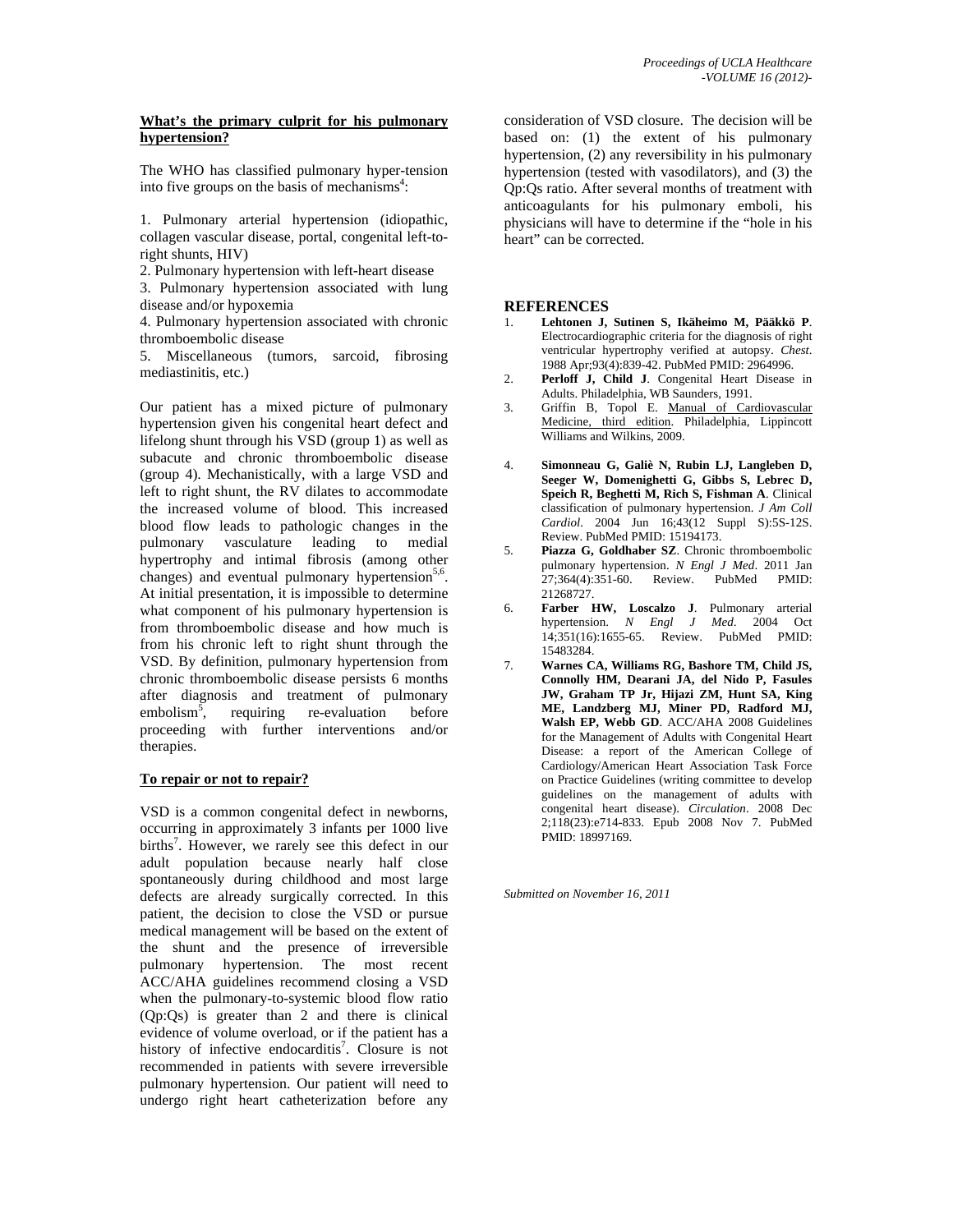**What's the primary culprit for his pulmonary hypertension?**

The WHO has classified pulmonary hyper-tension into five groups on the basis of mechanisms[4]:

1. Pulmonary arterial hypertension (idiopathic, collagen vascular disease, portal, congenital left-to-right shunts, HIV)
2. Pulmonary hypertension with left-heart disease
3. Pulmonary hypertension associated with lung disease and/or hypoxemia
4. Pulmonary hypertension associated with chronic thromboembolic disease
5. Miscellaneous (tumors, sarcoid, fibrosing mediastinitis, etc.)

Our patient has a mixed picture of pulmonary hypertension given his congenital heart defect and lifelong shunt through his VSD (group 1) as well as subacute and chronic thromboembolic disease (group 4). Mechanistically, with a large VSD and left to right shunt, the RV dilates to accommodate the increased volume of blood. This increased blood flow leads to pathologic changes in the pulmonary vasculature leading to medial hypertrophy and intimal fibrosis (among other changes) and eventual pulmonary hypertension[5,6]. At initial presentation, it is impossible to determine what component of his pulmonary hypertension is from thromboembolic disease and how much is from his chronic left to right shunt through the VSD. By definition, pulmonary hypertension from chronic thromboembolic disease persists 6 months after diagnosis and treatment of pulmonary embolism[5], requiring re-evaluation before proceeding with further interventions and/or therapies.

**To repair or not to repair?**

VSD is a common congenital defect in newborns, occurring in approximately 3 infants per 1000 live births[7]. However, we rarely see this defect in our adult population because nearly half close spontaneously during childhood and most large defects are already surgically corrected. In this patient, the decision to close the VSD or pursue medical management will be based on the extent of the shunt and the presence of irreversible pulmonary hypertension. The most recent ACC/AHA guidelines recommend closing a VSD when the pulmonary-to-systemic blood flow ratio (Qp:Qs) is greater than 2 and there is clinical evidence of volume overload, or if the patient has a history of infective endocarditis[7]. Closure is not recommended in patients with severe irreversible pulmonary hypertension. Our patient will need to undergo right heart catheterization before any consideration of VSD closure. The decision will be based on: (1) the extent of his pulmonary hypertension, (2) any reversibility in his pulmonary hypertension (tested with vasodilators), and (3) the Qp:Qs ratio. After several months of treatment with anticoagulants for his pulmonary emboli, his physicians will have to determine if the "hole in his heart" can be corrected.

## REFERENCES

1. **Lehtonen J, Sutinen S, Ikäheimo M, Pääkkö P**. Electrocardiographic criteria for the diagnosis of right ventricular hypertrophy verified at autopsy. *Chest*. 1988 Apr;93(4):839-42. PubMed PMID: 2964996.
2. **Perloff J, Child J**. Congenital Heart Disease in Adults. Philadelphia, WB Saunders, 1991.
3. Griffin B, Topol E. Manual of Cardiovascular Medicine, third edition. Philadelphia, Lippincott Williams and Wilkins, 2009.
4. **Simonneau G, Galiè N, Rubin LJ, Langleben D, Seeger W, Domenighetti G, Gibbs S, Lebrec D, Speich R, Beghetti M, Rich S, Fishman A**. Clinical classification of pulmonary hypertension. *J Am Coll Cardiol*. 2004 Jun 16;43(12 Suppl S):5S-12S. Review. PubMed PMID: 15194173.
5. **Piazza G, Goldhaber SZ**. Chronic thromboembolic pulmonary hypertension. *N Engl J Med*. 2011 Jan 27;364(4):351-60. Review. PubMed PMID: 21268727.
6. **Farber HW, Loscalzo J**. Pulmonary arterial hypertension. *N Engl J Med*. 2004 Oct 14;351(16):1655-65. Review. PubMed PMID: 15483284.
7. **Warnes CA, Williams RG, Bashore TM, Child JS, Connolly HM, Dearani JA, del Nido P, Fasules JW, Graham TP Jr, Hijazi ZM, Hunt SA, King ME, Landzberg MJ, Miner PD, Radford MJ, Walsh EP, Webb GD**. ACC/AHA 2008 Guidelines for the Management of Adults with Congenital Heart Disease: a report of the American College of Cardiology/American Heart Association Task Force on Practice Guidelines (writing committee to develop guidelines on the management of adults with congenital heart disease). *Circulation*. 2008 Dec 2;118(23):e714-833. Epub 2008 Nov 7. PubMed PMID: 18997169.

*Submitted on November 16, 2011*